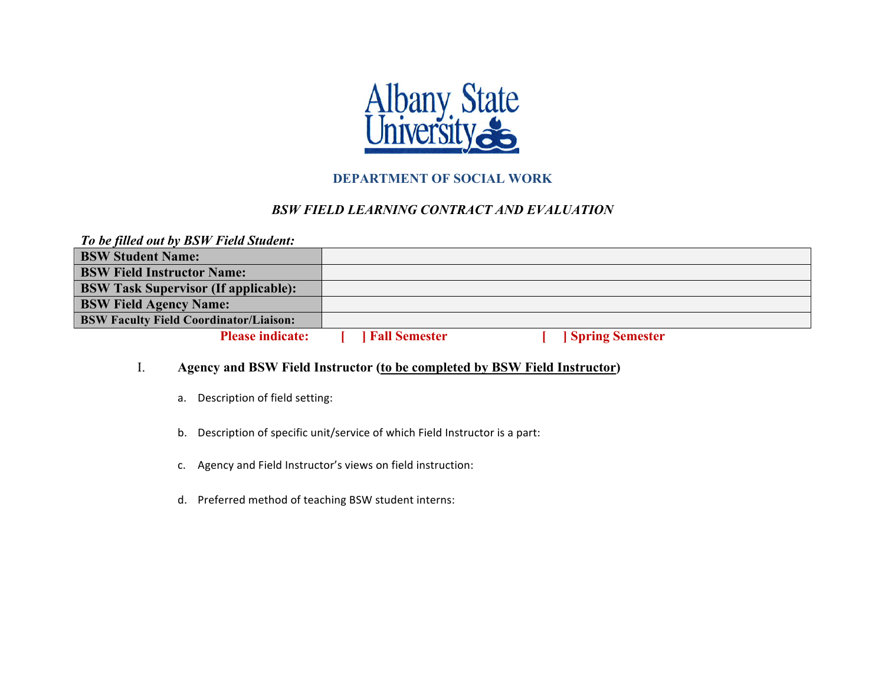Albany State University

## DEPARTMENT OF SOCIAL WORK

### *BSW FIELD LEARNING CONTRACT AND EVALUATION*

***To be filled out by BSW Field Student:***

| | |
|---|---|
| **BSW Student Name:** | |
| **BSW Field Instructor Name:** | |
| **BSW Task Supervisor (If applicable):** | |
| **BSW Field Agency Name:** | |
| **BSW Faculty Field Coordinator/Liaison:** | |

**Please indicate: [ ] Fall Semester [ ] Spring Semester**

I. **Agency and BSW Field Instructor (<u>to be completed by BSW Field Instructor</u>)**

a. Description of field setting:

b. Description of specific unit/service of which Field Instructor is a part:

c. Agency and Field Instructor's views on field instruction:

d. Preferred method of teaching BSW student interns: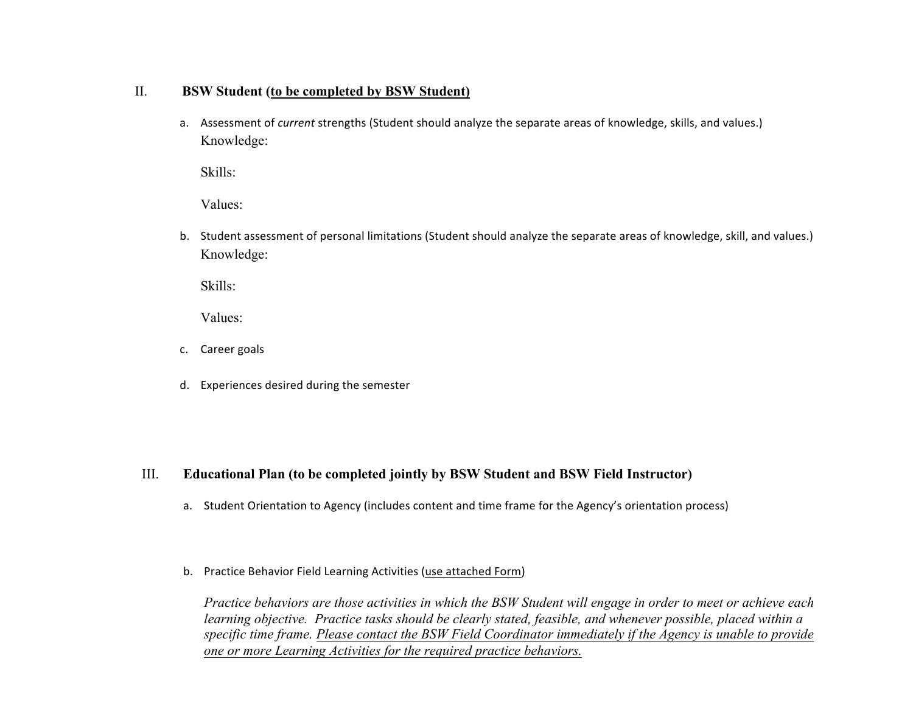## II. BSW Student (<u>to be completed by BSW Student</u>)

a. Assessment of *current* strengths (Student should analyze the separate areas of knowledge, skills, and values.)

Knowledge:

Skills:

Values:

b. Student assessment of personal limitations (Student should analyze the separate areas of knowledge, skill, and values.)

Knowledge:

Skills:

Values:

c. Career goals

d. Experiences desired during the semester

## III. Educational Plan (to be completed jointly by BSW Student and BSW Field Instructor)

a. Student Orientation to Agency (includes content and time frame for the Agency's orientation process)

b. Practice Behavior Field Learning Activities (<u>use attached Form</u>)

*Practice behaviors are those activities in which the BSW Student will engage in order to meet or achieve each learning objective. Practice tasks should be clearly stated, feasible, and whenever possible, placed within a specific time frame.* <u>*Please contact the BSW Field Coordinator immediately if the Agency is unable to provide one or more Learning Activities for the required practice behaviors.*</u>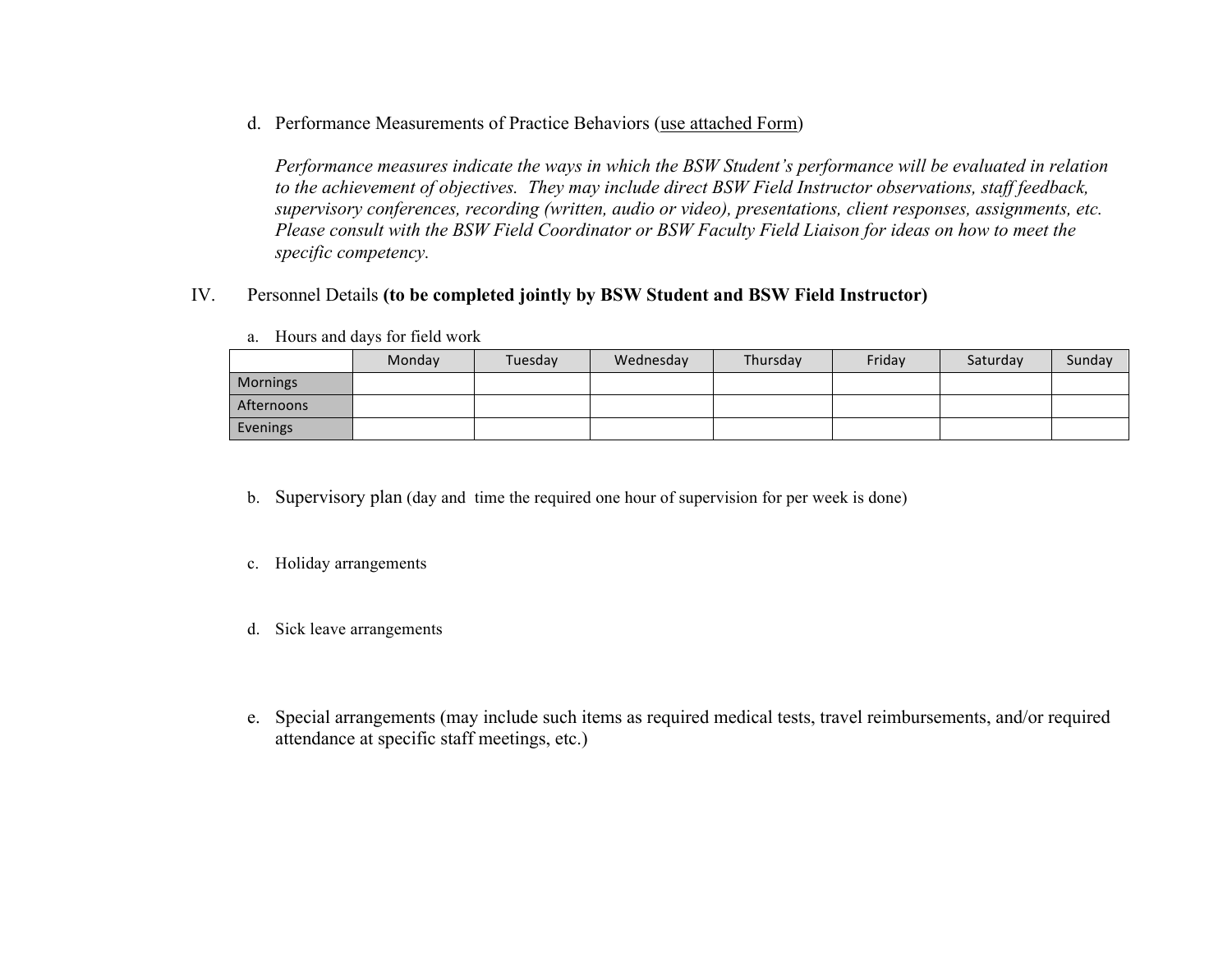d. Performance Measurements of Practice Behaviors (use attached Form)

*Performance measures indicate the ways in which the BSW Student's performance will be evaluated in relation to the achievement of objectives. They may include direct BSW Field Instructor observations, staff feedback, supervisory conferences, recording (written, audio or video), presentations, client responses, assignments, etc. Please consult with the BSW Field Coordinator or BSW Faculty Field Liaison for ideas on how to meet the specific competency.*

## IV. Personnel Details **(to be completed jointly by BSW Student and BSW Field Instructor)**

a. Hours and days for field work

| | Monday | Tuesday | Wednesday | Thursday | Friday | Saturday | Sunday |
|---|---|---|---|---|---|---|---|
| Mornings | | | | | | | |
| Afternoons | | | | | | | |
| Evenings | | | | | | | |

b. Supervisory plan (day and time the required one hour of supervision for per week is done)

c. Holiday arrangements

d. Sick leave arrangements

e. Special arrangements (may include such items as required medical tests, travel reimbursements, and/or required attendance at specific staff meetings, etc.)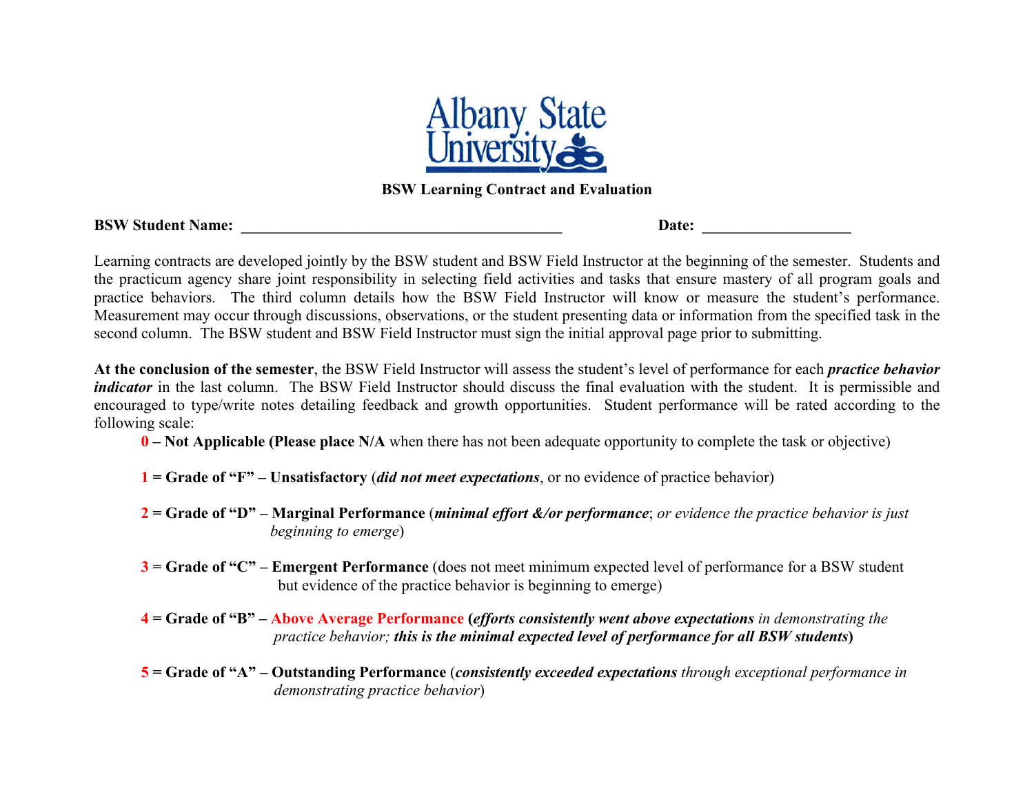Albany State University

**BSW Learning Contract and Evaluation**

**BSW Student Name: ____________________________________________** **Date: ____________________**

Learning contracts are developed jointly by the BSW student and BSW Field Instructor at the beginning of the semester. Students and the practicum agency share joint responsibility in selecting field activities and tasks that ensure mastery of all program goals and practice behaviors. The third column details how the BSW Field Instructor will know or measure the student's performance. Measurement may occur through discussions, observations, or the student presenting data or information from the specified task in the second column. The BSW student and BSW Field Instructor must sign the initial approval page prior to submitting.

**At the conclusion of the semester**, the BSW Field Instructor will assess the student's level of performance for each ***practice behavior indicator*** in the last column. The BSW Field Instructor should discuss the final evaluation with the student. It is permissible and encouraged to type/write notes detailing feedback and growth opportunities. Student performance will be rated according to the following scale:

- **0 – Not Applicable (Please place N/A** when there has not been adequate opportunity to complete the task or objective)
- **1 = Grade of "F" – Unsatisfactory** (***did not meet expectations***, or no evidence of practice behavior)
- **2 = Grade of "D" – Marginal Performance** (***minimal effort &/or performance***; *or evidence the practice behavior is just beginning to emerge*)
- **3 = Grade of "C" – Emergent Performance** (does not meet minimum expected level of performance for a BSW student but evidence of the practice behavior is beginning to emerge)
- **4 = Grade of "B" – Above Average Performance (*efforts consistently went above expectations*** *in demonstrating the practice behavior;* ***this is the minimal expected level of performance for all BSW students*)**
- **5 = Grade of "A" – Outstanding Performance** (***consistently exceeded expectations*** *through exceptional performance in demonstrating practice behavior*)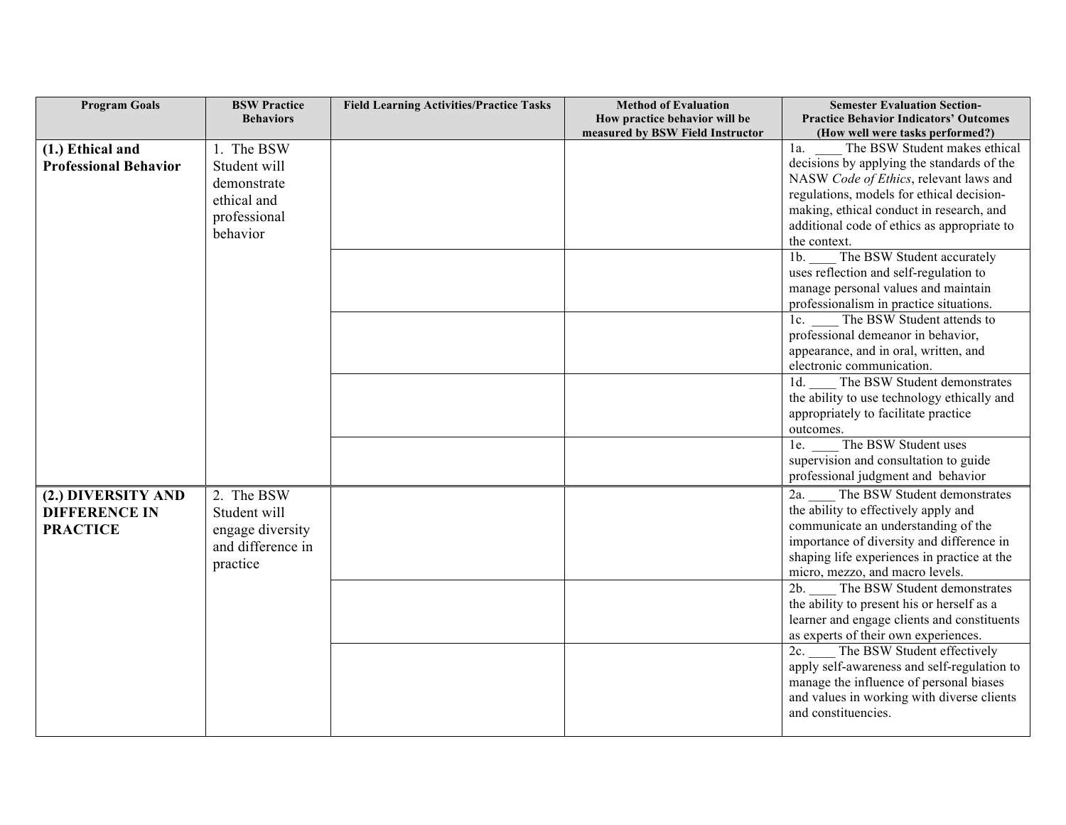| Program Goals | BSW Practice Behaviors | Field Learning Activities/Practice Tasks | Method of Evaluation How practice behavior will be measured by BSW Field Instructor | Semester Evaluation Section- Practice Behavior Indicators' Outcomes (How well were tasks performed?) |
|---|---|---|---|---|
| **(1.) Ethical and Professional Behavior** | 1. The BSW Student will demonstrate ethical and professional behavior | | | 1a. ____ The BSW Student makes ethical decisions by applying the standards of the NASW *Code of Ethics*, relevant laws and regulations, models for ethical decision-making, ethical conduct in research, and additional code of ethics as appropriate to the context. |
| | | | | 1b. ____ The BSW Student accurately uses reflection and self-regulation to manage personal values and maintain professionalism in practice situations. |
| | | | | 1c. ____ The BSW Student attends to professional demeanor in behavior, appearance, and in oral, written, and electronic communication. |
| | | | | 1d. ____ The BSW Student demonstrates the ability to use technology ethically and appropriately to facilitate practice outcomes. |
| | | | | 1e. ____ The BSW Student uses supervision and consultation to guide professional judgment and behavior |
| **(2.) DIVERSITY AND DIFFERENCE IN PRACTICE** | 2. The BSW Student will engage diversity and difference in practice | | | 2a. ____ The BSW Student demonstrates the ability to effectively apply and communicate an understanding of the importance of diversity and difference in shaping life experiences in practice at the micro, mezzo, and macro levels. |
| | | | | 2b. ____ The BSW Student demonstrates the ability to present his or herself as a learner and engage clients and constituents as experts of their own experiences. |
| | | | | 2c. ____ The BSW Student effectively apply self-awareness and self-regulation to manage the influence of personal biases and values in working with diverse clients and constituencies. |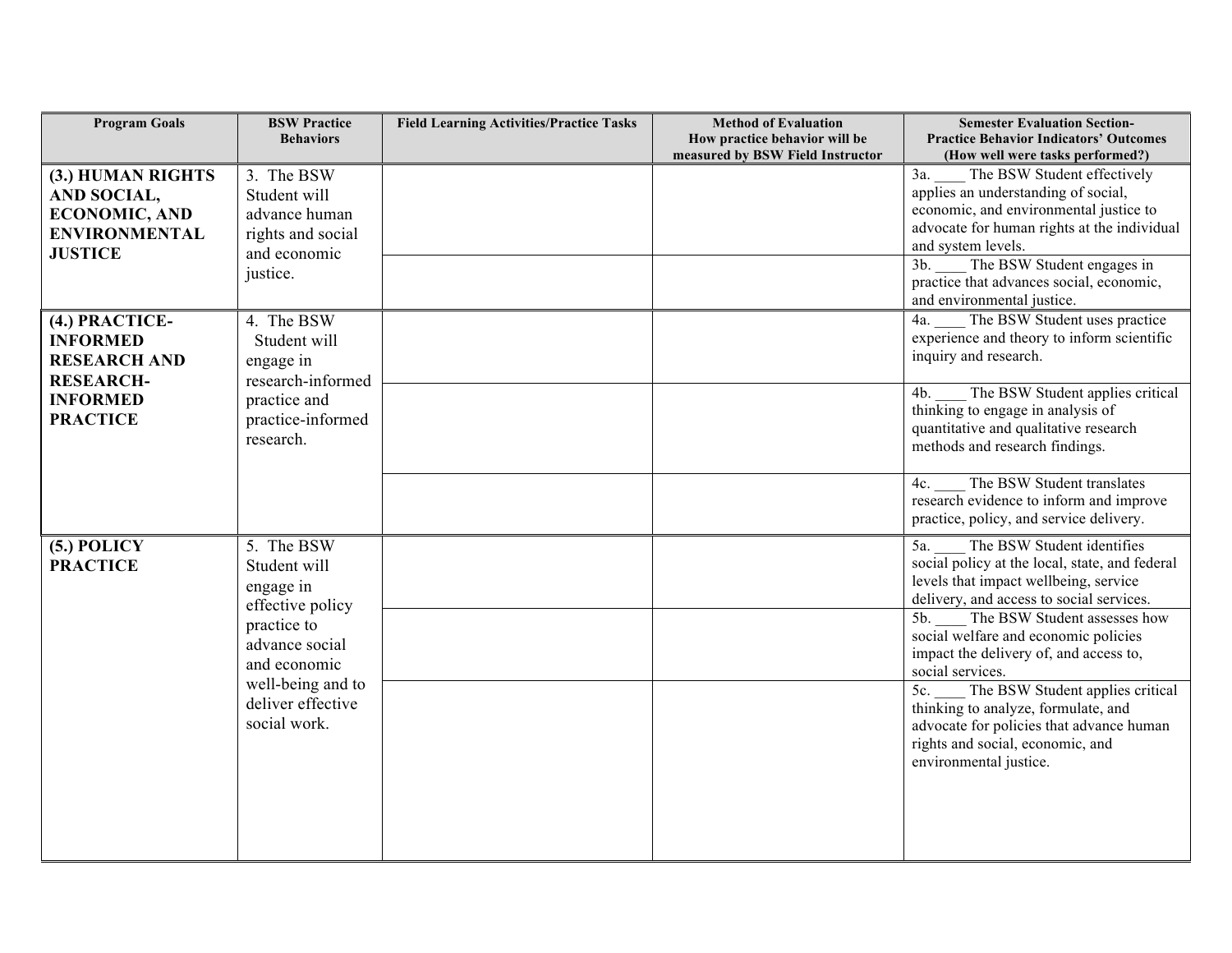| Program Goals | BSW Practice Behaviors | Field Learning Activities/Practice Tasks | Method of Evaluation How practice behavior will be measured by BSW Field Instructor | Semester Evaluation Section- Practice Behavior Indicators' Outcomes (How well were tasks performed?) |
|---|---|---|---|---|
| **(3.) HUMAN RIGHTS AND SOCIAL, ECONOMIC, AND ENVIRONMENTAL JUSTICE** | 3. The BSW Student will advance human rights and social and economic justice. | | | 3a. ____ The BSW Student effectively applies an understanding of social, economic, and environmental justice to advocate for human rights at the individual and system levels. |
| | | | | 3b. ____ The BSW Student engages in practice that advances social, economic, and environmental justice. |
| **(4.) PRACTICE-INFORMED RESEARCH AND RESEARCH-INFORMED PRACTICE** | 4. The BSW Student will engage in research-informed practice and practice-informed research. | | | 4a. ____ The BSW Student uses practice experience and theory to inform scientific inquiry and research. |
| | | | | 4b. ____ The BSW Student applies critical thinking to engage in analysis of quantitative and qualitative research methods and research findings. |
| | | | | 4c. ____ The BSW Student translates research evidence to inform and improve practice, policy, and service delivery. |
| **(5.) POLICY PRACTICE** | 5. The BSW Student will engage in effective policy practice to advance social and economic well-being and to deliver effective social work. | | | 5a. ____ The BSW Student identifies social policy at the local, state, and federal levels that impact wellbeing, service delivery, and access to social services. |
| | | | | 5b. ____ The BSW Student assesses how social welfare and economic policies impact the delivery of, and access to, social services. |
| | | | | 5c. ____ The BSW Student applies critical thinking to analyze, formulate, and advocate for policies that advance human rights and social, economic, and environmental justice. |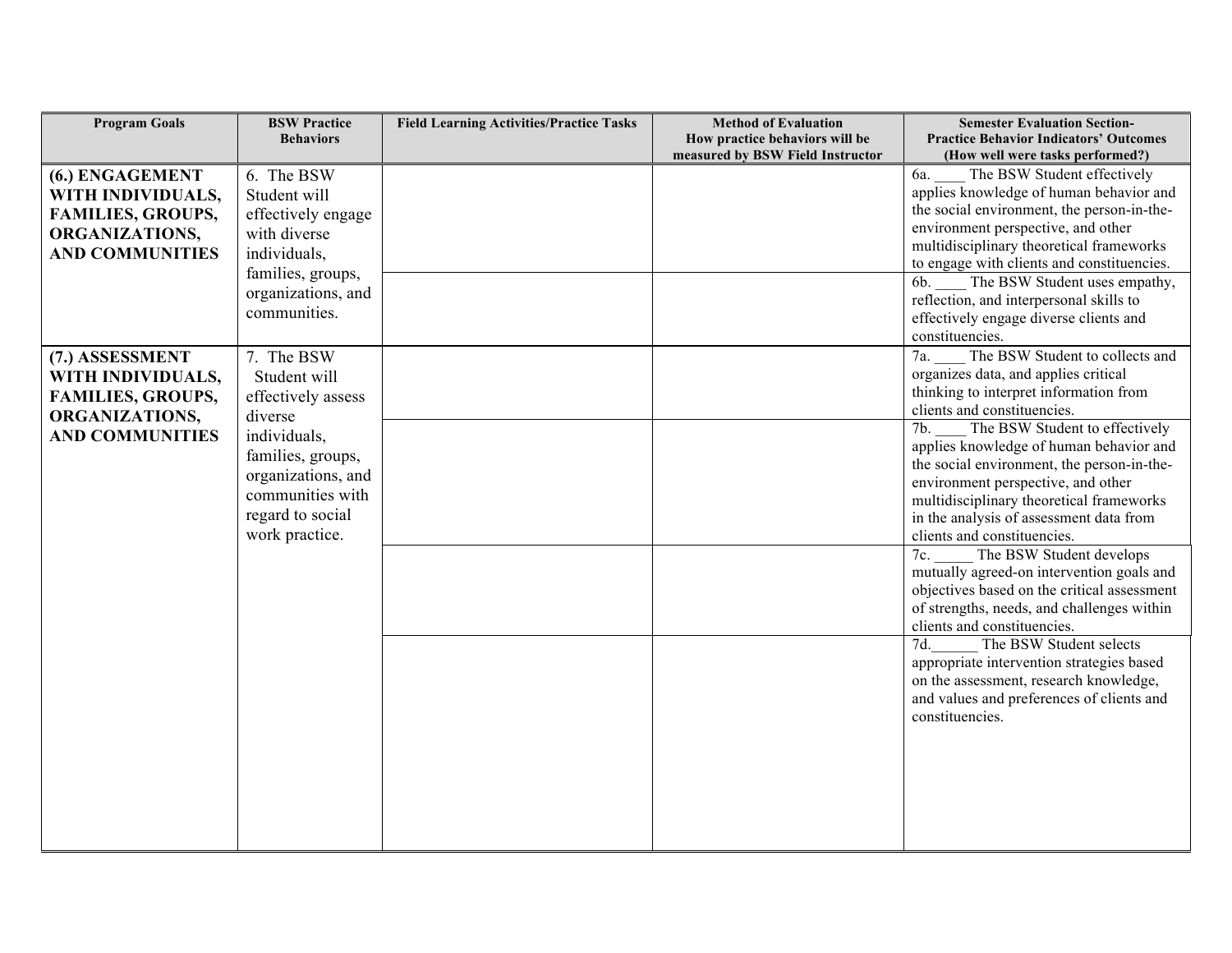| Program Goals | BSW Practice Behaviors | Field Learning Activities/Practice Tasks | Method of Evaluation How practice behaviors will be measured by BSW Field Instructor | Semester Evaluation Section- Practice Behavior Indicators' Outcomes (How well were tasks performed?) |
|---|---|---|---|---|
| **(6.) ENGAGEMENT WITH INDIVIDUALS, FAMILIES, GROUPS, ORGANIZATIONS, AND COMMUNITIES** | 6. The BSW Student will effectively engage with diverse individuals, families, groups, organizations, and communities. | | | 6a. ____ The BSW Student effectively applies knowledge of human behavior and the social environment, the person-in-the-environment perspective, and other multidisciplinary theoretical frameworks to engage with clients and constituencies. |
| | | | | 6b. ____ The BSW Student uses empathy, reflection, and interpersonal skills to effectively engage diverse clients and constituencies. |
| **(7.) ASSESSMENT WITH INDIVIDUALS, FAMILIES, GROUPS, ORGANIZATIONS, AND COMMUNITIES** | 7. The BSW Student will effectively assess diverse individuals, families, groups, organizations, and communities with regard to social work practice. | | | 7a. ____ The BSW Student to collects and organizes data, and applies critical thinking to interpret information from clients and constituencies. |
| | | | | 7b. ____ The BSW Student to effectively applies knowledge of human behavior and the social environment, the person-in-the-environment perspective, and other multidisciplinary theoretical frameworks in the analysis of assessment data from clients and constituencies. |
| | | | | 7c. _____ The BSW Student develops mutually agreed-on intervention goals and objectives based on the critical assessment of strengths, needs, and challenges within clients and constituencies. |
| | | | | 7d.______ The BSW Student selects appropriate intervention strategies based on the assessment, research knowledge, and values and preferences of clients and constituencies. |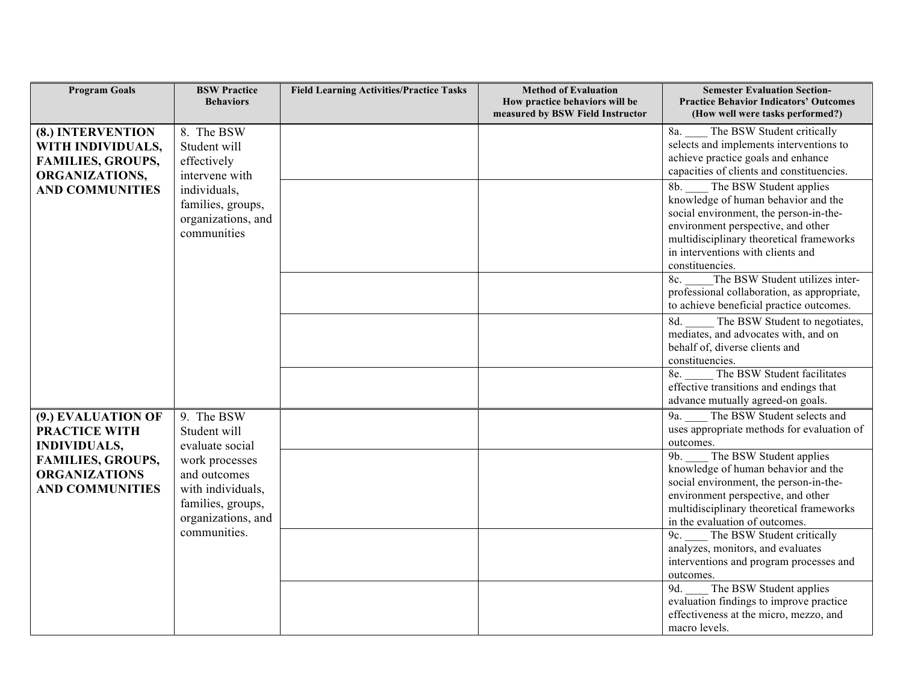| Program Goals | BSW Practice Behaviors | Field Learning Activities/Practice Tasks | Method of Evaluation How practice behaviors will be measured by BSW Field Instructor | Semester Evaluation Section- Practice Behavior Indicators' Outcomes (How well were tasks performed?) |
|---|---|---|---|---|
| **(8.) INTERVENTION WITH INDIVIDUALS, FAMILIES, GROUPS, ORGANIZATIONS, AND COMMUNITIES** | 8. The BSW Student will effectively intervene with individuals, families, groups, organizations, and communities | | | 8a. ____ The BSW Student critically selects and implements interventions to achieve practice goals and enhance capacities of clients and constituencies. |
| | | | | 8b. ____ The BSW Student applies knowledge of human behavior and the social environment, the person-in-the-environment perspective, and other multidisciplinary theoretical frameworks in interventions with clients and constituencies. |
| | | | | 8c. _____The BSW Student utilizes inter-professional collaboration, as appropriate, to achieve beneficial practice outcomes. |
| | | | | 8d. _____ The BSW Student to negotiates, mediates, and advocates with, and on behalf of, diverse clients and constituencies. |
| | | | | 8e. _____ The BSW Student facilitates effective transitions and endings that advance mutually agreed-on goals. |
| **(9.) EVALUATION OF PRACTICE WITH INDIVIDUALS, FAMILIES, GROUPS, ORGANIZATIONS AND COMMUNITIES** | 9. The BSW Student will evaluate social work processes and outcomes with individuals, families, groups, organizations, and communities. | | | 9a. ____ The BSW Student selects and uses appropriate methods for evaluation of outcomes. |
| | | | | 9b. ____ The BSW Student applies knowledge of human behavior and the social environment, the person-in-the-environment perspective, and other multidisciplinary theoretical frameworks in the evaluation of outcomes. |
| | | | | 9c. ____ The BSW Student critically analyzes, monitors, and evaluates interventions and program processes and outcomes. |
| | | | | 9d. ____ The BSW Student applies evaluation findings to improve practice effectiveness at the micro, mezzo, and macro levels. |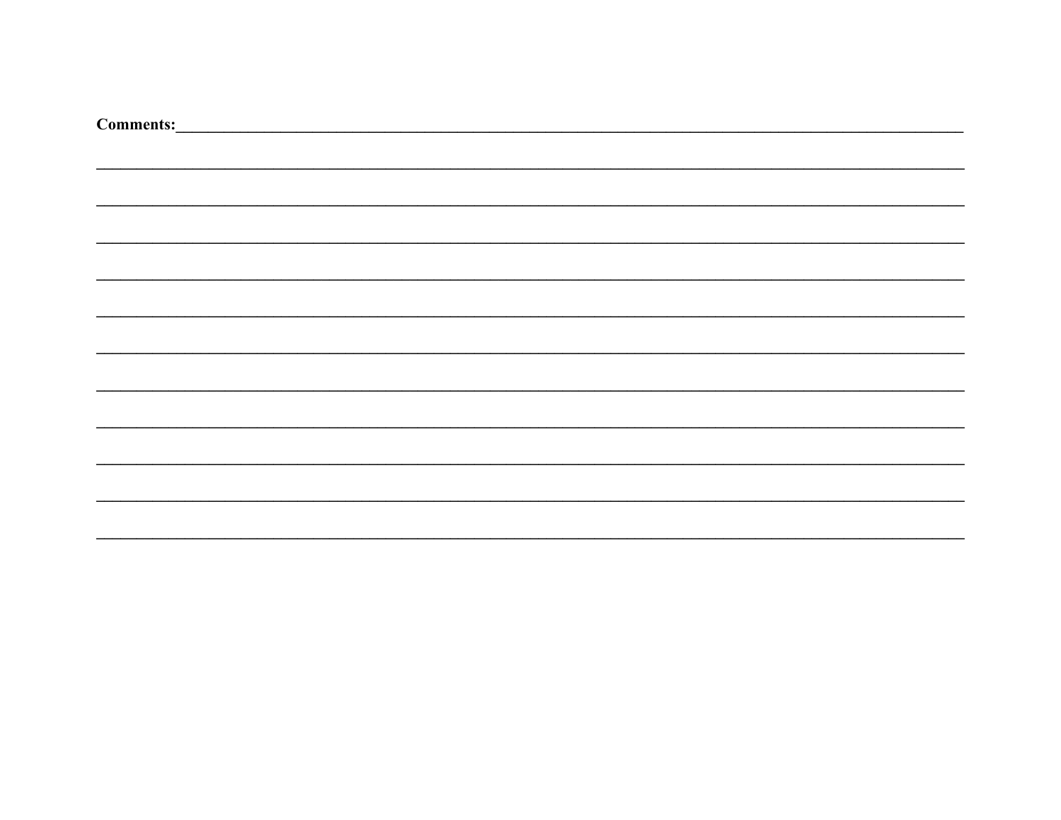**Comments:**\_\_\_\_\_\_\_\_\_\_\_\_\_\_\_\_\_\_\_\_\_\_\_\_\_\_\_\_\_\_\_\_\_\_\_\_\_\_\_\_\_\_\_\_\_\_\_\_\_\_\_\_\_\_\_\_\_\_\_\_\_\_\_\_\_\_\_\_\_\_\_\_\_\_\_\_

\_\_\_\_\_\_\_\_\_\_\_\_\_\_\_\_\_\_\_\_\_\_\_\_\_\_\_\_\_\_\_\_\_\_\_\_\_\_\_\_\_\_\_\_\_\_\_\_\_\_\_\_\_\_\_\_\_\_\_\_\_\_\_\_\_\_\_\_\_\_\_\_\_\_\_\_\_\_\_\_\_\_\_\_

\_\_\_\_\_\_\_\_\_\_\_\_\_\_\_\_\_\_\_\_\_\_\_\_\_\_\_\_\_\_\_\_\_\_\_\_\_\_\_\_\_\_\_\_\_\_\_\_\_\_\_\_\_\_\_\_\_\_\_\_\_\_\_\_\_\_\_\_\_\_\_\_\_\_\_\_\_\_\_\_\_\_\_\_

\_\_\_\_\_\_\_\_\_\_\_\_\_\_\_\_\_\_\_\_\_\_\_\_\_\_\_\_\_\_\_\_\_\_\_\_\_\_\_\_\_\_\_\_\_\_\_\_\_\_\_\_\_\_\_\_\_\_\_\_\_\_\_\_\_\_\_\_\_\_\_\_\_\_\_\_\_\_\_\_\_\_\_\_

\_\_\_\_\_\_\_\_\_\_\_\_\_\_\_\_\_\_\_\_\_\_\_\_\_\_\_\_\_\_\_\_\_\_\_\_\_\_\_\_\_\_\_\_\_\_\_\_\_\_\_\_\_\_\_\_\_\_\_\_\_\_\_\_\_\_\_\_\_\_\_\_\_\_\_\_\_\_\_\_\_\_\_\_

\_\_\_\_\_\_\_\_\_\_\_\_\_\_\_\_\_\_\_\_\_\_\_\_\_\_\_\_\_\_\_\_\_\_\_\_\_\_\_\_\_\_\_\_\_\_\_\_\_\_\_\_\_\_\_\_\_\_\_\_\_\_\_\_\_\_\_\_\_\_\_\_\_\_\_\_\_\_\_\_\_\_\_\_

\_\_\_\_\_\_\_\_\_\_\_\_\_\_\_\_\_\_\_\_\_\_\_\_\_\_\_\_\_\_\_\_\_\_\_\_\_\_\_\_\_\_\_\_\_\_\_\_\_\_\_\_\_\_\_\_\_\_\_\_\_\_\_\_\_\_\_\_\_\_\_\_\_\_\_\_\_\_\_\_\_\_\_\_

\_\_\_\_\_\_\_\_\_\_\_\_\_\_\_\_\_\_\_\_\_\_\_\_\_\_\_\_\_\_\_\_\_\_\_\_\_\_\_\_\_\_\_\_\_\_\_\_\_\_\_\_\_\_\_\_\_\_\_\_\_\_\_\_\_\_\_\_\_\_\_\_\_\_\_\_\_\_\_\_\_\_\_\_

\_\_\_\_\_\_\_\_\_\_\_\_\_\_\_\_\_\_\_\_\_\_\_\_\_\_\_\_\_\_\_\_\_\_\_\_\_\_\_\_\_\_\_\_\_\_\_\_\_\_\_\_\_\_\_\_\_\_\_\_\_\_\_\_\_\_\_\_\_\_\_\_\_\_\_\_\_\_\_\_\_\_\_\_

\_\_\_\_\_\_\_\_\_\_\_\_\_\_\_\_\_\_\_\_\_\_\_\_\_\_\_\_\_\_\_\_\_\_\_\_\_\_\_\_\_\_\_\_\_\_\_\_\_\_\_\_\_\_\_\_\_\_\_\_\_\_\_\_\_\_\_\_\_\_\_\_\_\_\_\_\_\_\_\_\_\_\_\_

\_\_\_\_\_\_\_\_\_\_\_\_\_\_\_\_\_\_\_\_\_\_\_\_\_\_\_\_\_\_\_\_\_\_\_\_\_\_\_\_\_\_\_\_\_\_\_\_\_\_\_\_\_\_\_\_\_\_\_\_\_\_\_\_\_\_\_\_\_\_\_\_\_\_\_\_\_\_\_\_\_\_\_\_

\_\_\_\_\_\_\_\_\_\_\_\_\_\_\_\_\_\_\_\_\_\_\_\_\_\_\_\_\_\_\_\_\_\_\_\_\_\_\_\_\_\_\_\_\_\_\_\_\_\_\_\_\_\_\_\_\_\_\_\_\_\_\_\_\_\_\_\_\_\_\_\_\_\_\_\_\_\_\_\_\_\_\_\_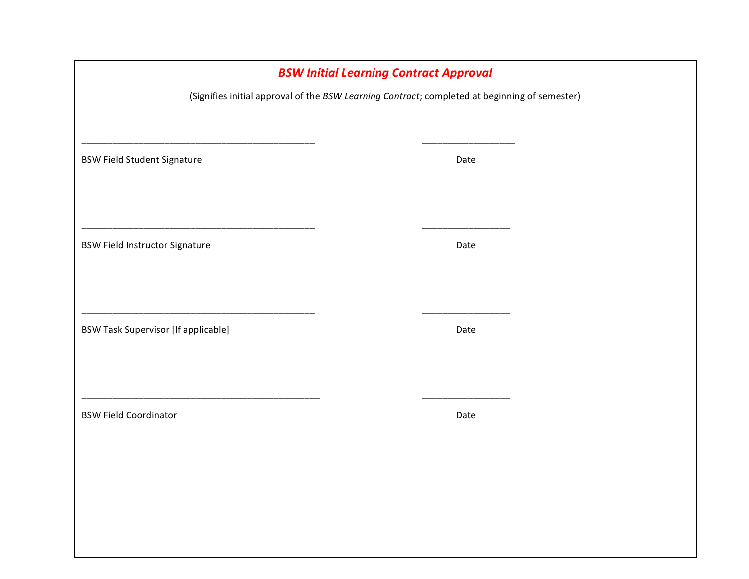## ***BSW Initial Learning Contract Approval***

(Signifies initial approval of the *BSW Learning Contract*; completed at beginning of semester)

_____________________________________________ ________________

BSW Field Student Signature Date

_____________________________________________ ________________

BSW Field Instructor Signature Date

_____________________________________________ ________________

BSW Task Supervisor [If applicable] Date

_____________________________________________ ________________

BSW Field Coordinator Date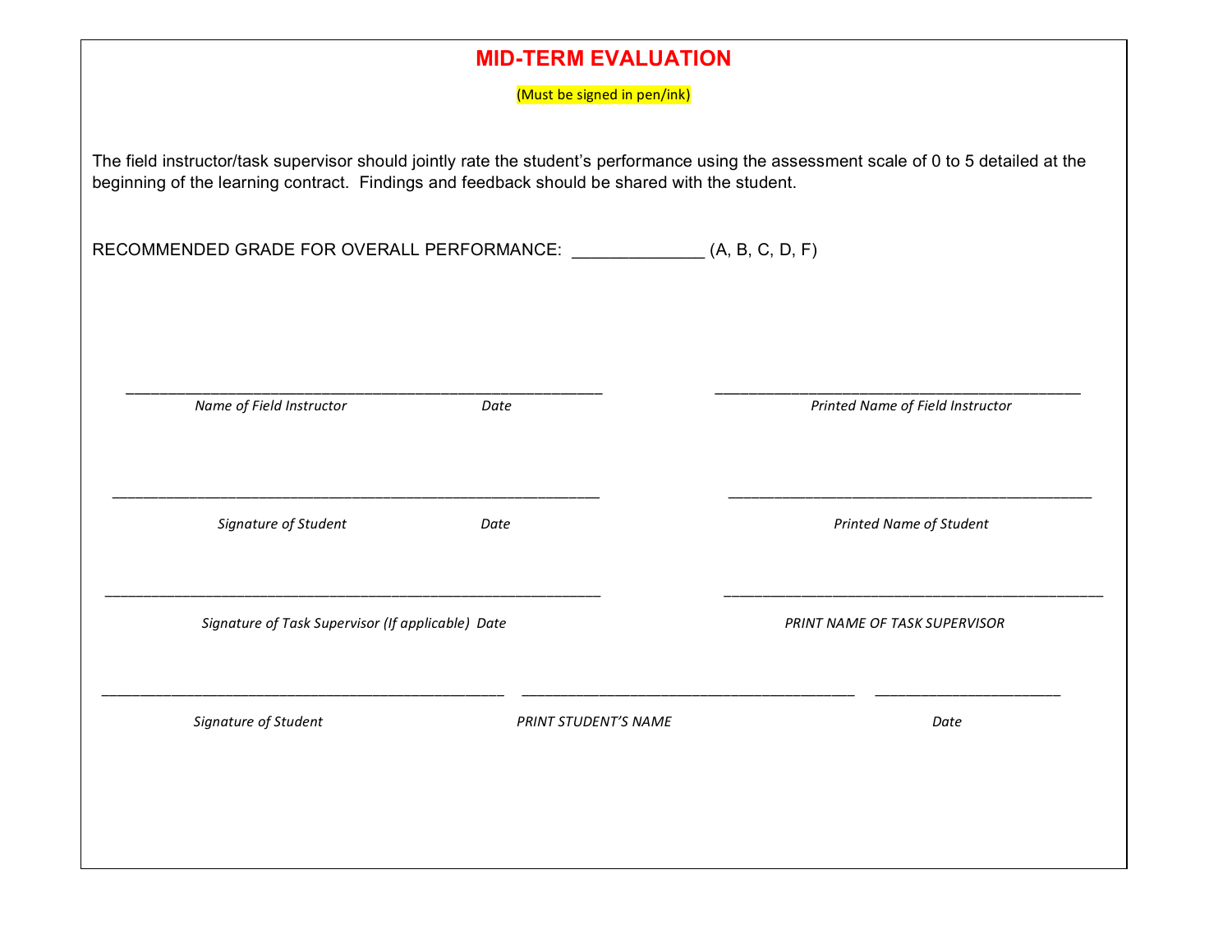# MID-TERM EVALUATION

(Must be signed in pen/ink)

The field instructor/task supervisor should jointly rate the student's performance using the assessment scale of 0 to 5 detailed at the beginning of the learning contract. Findings and feedback should be shared with the student.

RECOMMENDED GRADE FOR OVERALL PERFORMANCE: _____________ (A, B, C, D, F)

_________________________________________________________ &nbsp;&nbsp;&nbsp;&nbsp; ____________________________________________

*Name of Field Instructor* &nbsp;&nbsp;&nbsp;&nbsp; *Date* &nbsp;&nbsp;&nbsp;&nbsp; *Printed Name of Field Instructor*

_________________________________________________________ &nbsp;&nbsp;&nbsp;&nbsp; ____________________________________________

*Signature of Student* &nbsp;&nbsp;&nbsp;&nbsp; *Date* &nbsp;&nbsp;&nbsp;&nbsp; *Printed Name of Student*

_________________________________________________________ &nbsp;&nbsp;&nbsp;&nbsp; ____________________________________________

*Signature of Task Supervisor (If applicable) Date* &nbsp;&nbsp;&nbsp;&nbsp; *PRINT NAME OF TASK SUPERVISOR*

_______________________________________ &nbsp;&nbsp; _______________________________________ &nbsp;&nbsp; ______________________

*Signature of Student* &nbsp;&nbsp;&nbsp;&nbsp; *PRINT STUDENT'S NAME* &nbsp;&nbsp;&nbsp;&nbsp; *Date*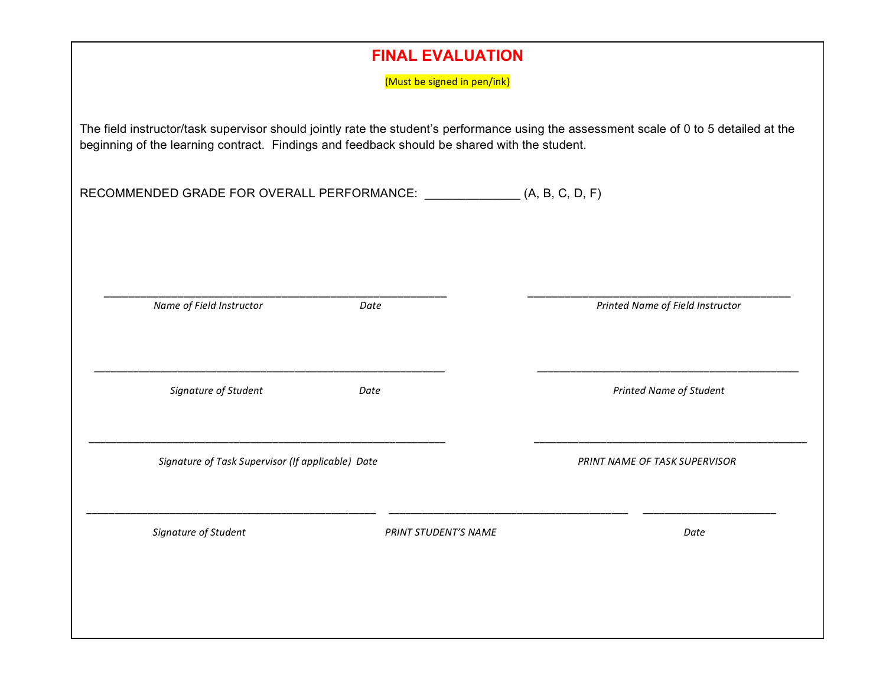# FINAL EVALUATION

(Must be signed in pen/ink)

The field instructor/task supervisor should jointly rate the student's performance using the assessment scale of 0 to 5 detailed at the beginning of the learning contract. Findings and feedback should be shared with the student.

RECOMMENDED GRADE FOR OVERALL PERFORMANCE: _____________ (A, B, C, D, F)

_______________________________________________________ &nbsp;&nbsp;&nbsp;&nbsp; __________________________________________

*Name of Field Instructor* &nbsp;&nbsp;&nbsp;&nbsp; *Date* &nbsp;&nbsp;&nbsp;&nbsp; *Printed Name of Field Instructor*

_______________________________________________________ &nbsp;&nbsp;&nbsp;&nbsp; __________________________________________

*Signature of Student* &nbsp;&nbsp;&nbsp;&nbsp; *Date* &nbsp;&nbsp;&nbsp;&nbsp; *Printed Name of Student*

_______________________________________________________ &nbsp;&nbsp;&nbsp;&nbsp; __________________________________________

*Signature of Task Supervisor (If applicable) Date* &nbsp;&nbsp;&nbsp;&nbsp; *PRINT NAME OF TASK SUPERVISOR*

______________________________________ &nbsp;&nbsp; ______________________________________ &nbsp;&nbsp; _____________________

*Signature of Student* &nbsp;&nbsp;&nbsp;&nbsp; *PRINT STUDENT'S NAME* &nbsp;&nbsp;&nbsp;&nbsp; *Date*